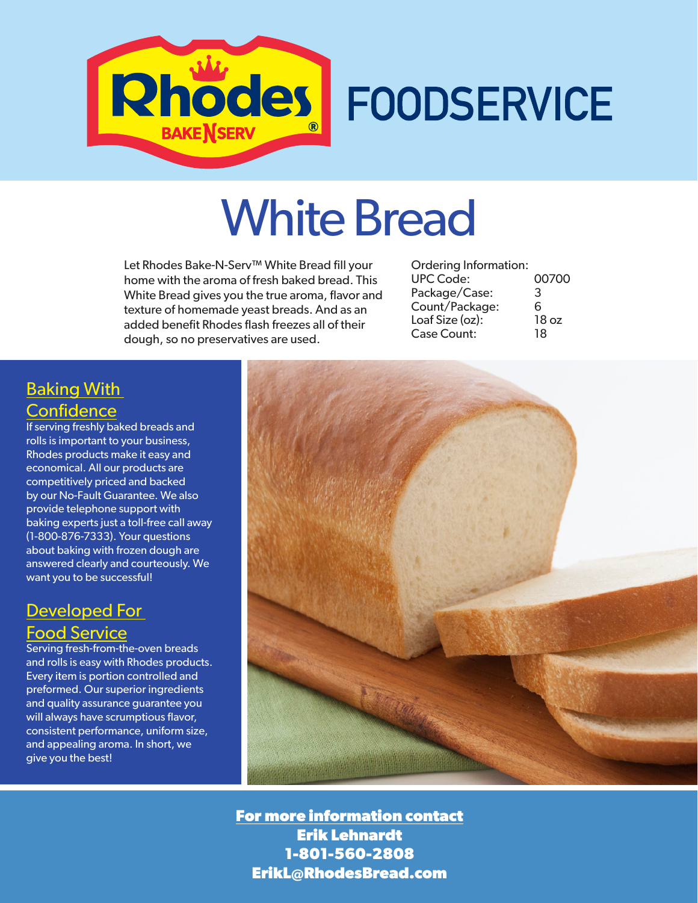# Rhodes BAKE N SERV® FOODSERVICE

# White Bread

Let Rhodes Bake-N-Serv™ White Bread fill your home with the aroma of fresh baked bread. This White Bread gives you the true aroma, flavor and texture of homemade yeast breads. And as an added benefit Rhodes flash freezes all of their dough, so no preservatives are used.

| Ordering Information: | |
|---|---|
| UPC Code: | 00700 |
| Package/Case: | 3 |
| Count/Package: | 6 |
| Loaf Size (oz): | 18 oz |
| Case Count: | 18 |

## Baking With Confidence

If serving freshly baked breads and rolls is important to your business, Rhodes products make it easy and economical. All our products are competitively priced and backed by our No-Fault Guarantee. We also provide telephone support with baking experts just a toll-free call away (1-800-876-7333). Your questions about baking with frozen dough are answered clearly and courteously. We want you to be successful!

## Developed For Food Service

Serving fresh-from-the-oven breads and rolls is easy with Rhodes products. Every item is portion controlled and preformed. Our superior ingredients and quality assurance guarantee you will always have scrumptious flavor, consistent performance, uniform size, and appealing aroma. In short, we give you the best!

**For more information contact**
**Erik Lehnardt**
**1-801-560-2808**
**ErikL@RhodesBread.com**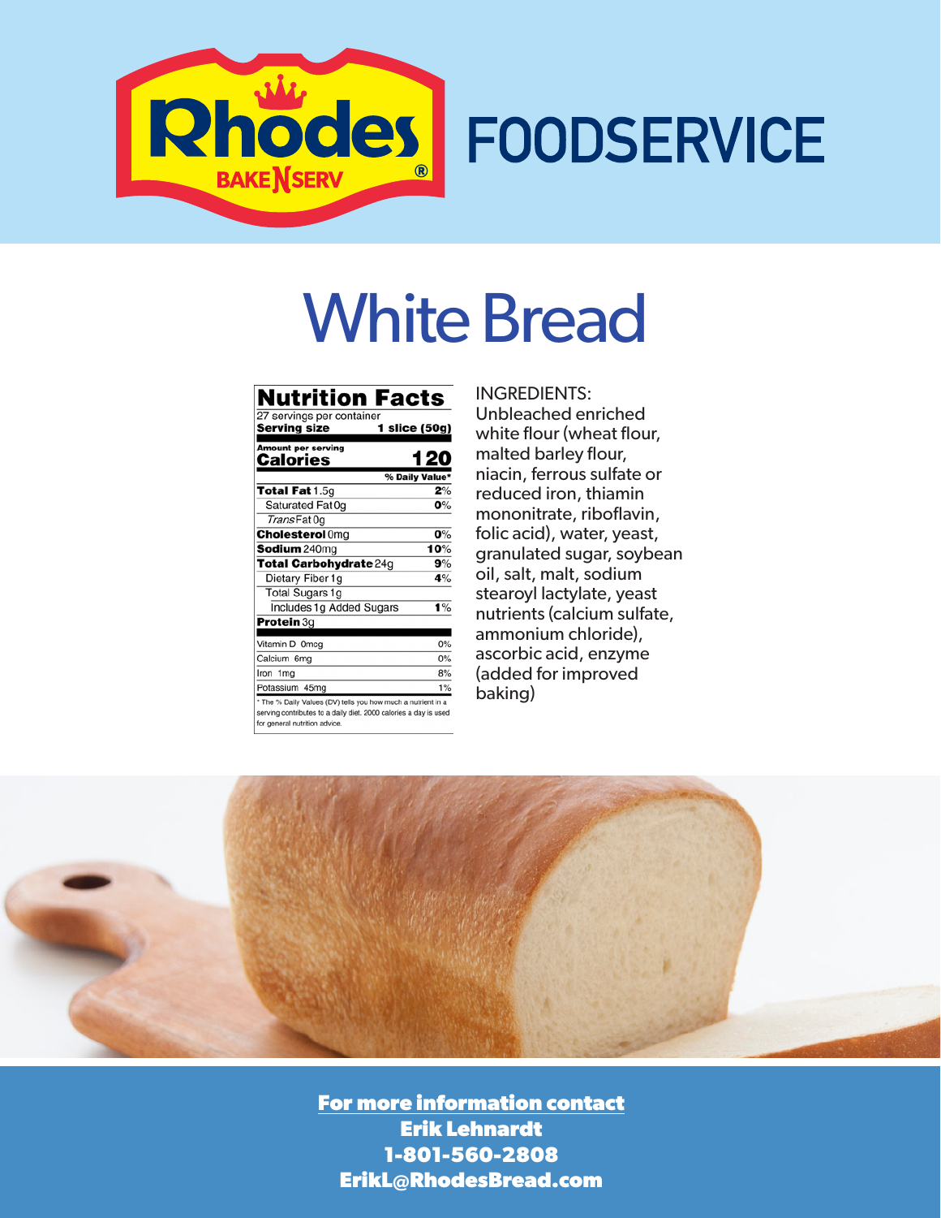Rhodes BAKE N SERV® FOODSERVICE

# White Bread

## Nutrition Facts

27 servings per container

**Serving size** **1 slice (50g)**

Amount per serving

**Calories** **120**

| | % Daily Value* |
|---|---|
| **Total Fat** 1.5g | **2%** |
| Saturated Fat 0g | **0%** |
| *Trans* Fat 0g | |
| **Cholesterol** 0mg | **0%** |
| **Sodium** 240mg | **10%** |
| **Total Carbohydrate** 24g | **9%** |
| Dietary Fiber 1g | **4%** |
| Total Sugars 1g | |
| Includes 1g Added Sugars | **1%** |
| **Protein** 3g | |
| Vitamin D 0mcg | 0% |
| Calcium 6mg | 0% |
| Iron 1mg | 8% |
| Potassium 45mg | 1% |

* The % Daily Values (DV) tells you how much a nutrient in a serving contributes to a daily diet. 2000 calories a day is used for general nutrition advice.

INGREDIENTS: Unbleached enriched white flour (wheat flour, malted barley flour, niacin, ferrous sulfate or reduced iron, thiamin mononitrate, riboflavin, folic acid), water, yeast, granulated sugar, soybean oil, salt, malt, sodium stearoyl lactylate, yeast nutrients (calcium sulfate, ammonium chloride), ascorbic acid, enzyme (added for improved baking)

**For more information contact**
**Erik Lehnardt**
**1-801-560-2808**
**ErikL@RhodesBread.com**